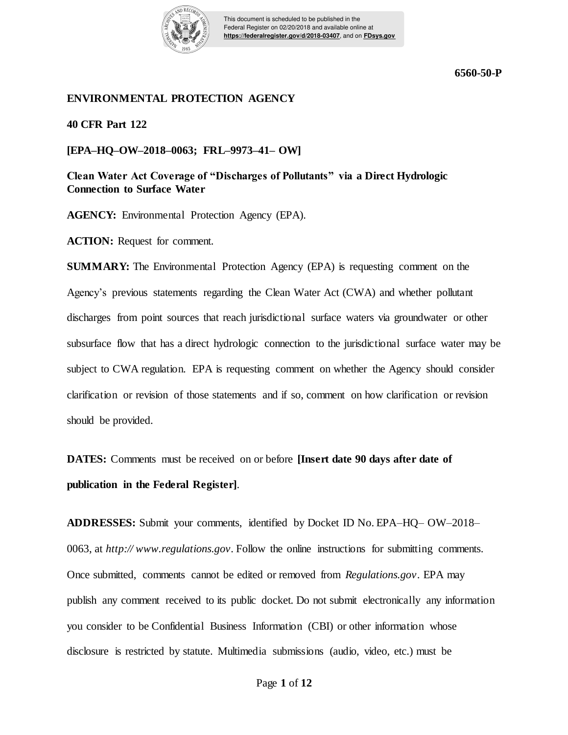This document is scheduled to be published in the Federal Register on 02/20/2018 and available online at **https://federalregister.gov/d/2018-03407**, and on **FDsys.gov**

**6560-50-P**

**ENVIRONMENTAL PROTECTION AGENCY**

**40 CFR Part 122**

**[EPA–HQ–OW–2018–0063; FRL–9973–41– OW]**

**Clean Water Act Coverage of "Discharges of Pollutants" via a Direct Hydrologic Connection to Surface Water**

**AGENCY:** Environmental Protection Agency (EPA).

**ACTION:** Request for comment.

**SUMMARY:** The Environmental Protection Agency (EPA) is requesting comment on the Agency's previous statements regarding the Clean Water Act (CWA) and whether pollutant discharges from point sources that reach jurisdictional surface waters via groundwater or other subsurface flow that has a direct hydrologic connection to the jurisdictional surface water may be subject to CWA regulation. EPA is requesting comment on whether the Agency should consider clarification or revision of those statements and if so, comment on how clarification or revision should be provided.

**DATES:** Comments must be received on or before **[Insert date 90 days after date of publication in the Federal Register]**.

**ADDRESSES:** Submit your comments, identified by Docket ID No. EPA–HQ– OW–2018–0063, at *http:// www.regulations.gov*. Follow the online instructions for submitting comments. Once submitted, comments cannot be edited or removed from *Regulations.gov*. EPA may publish any comment received to its public docket. Do not submit electronically any information you consider to be Confidential Business Information (CBI) or other information whose disclosure is restricted by statute. Multimedia submissions (audio, video, etc.) must be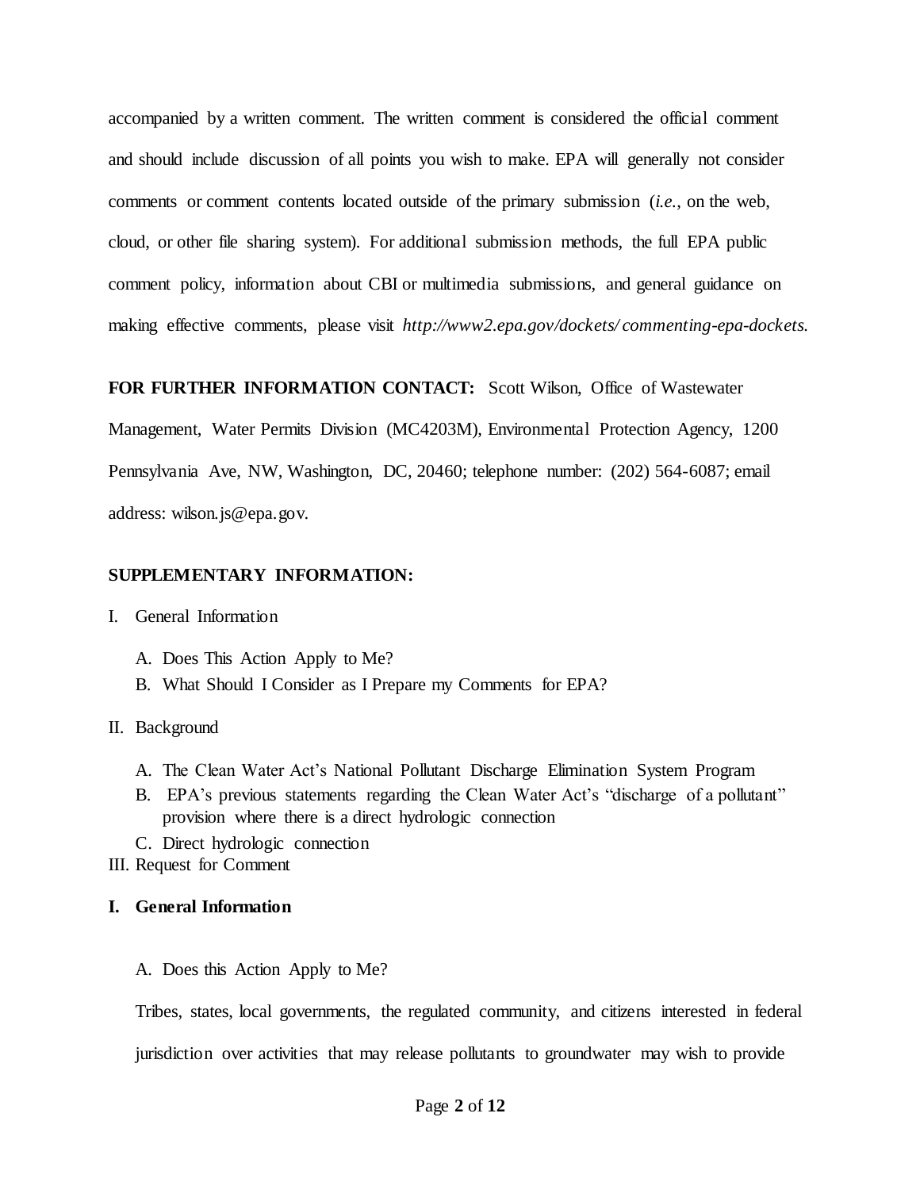accompanied by a written comment. The written comment is considered the official comment and should include discussion of all points you wish to make. EPA will generally not consider comments or comment contents located outside of the primary submission (*i.e.*, on the web, cloud, or other file sharing system). For additional submission methods, the full EPA public comment policy, information about CBI or multimedia submissions, and general guidance on making effective comments, please visit *http://www2.epa.gov/dockets/commenting-epa-dockets.*

**FOR FURTHER INFORMATION CONTACT:** Scott Wilson, Office of Wastewater Management, Water Permits Division (MC4203M), Environmental Protection Agency, 1200 Pennsylvania Ave, NW, Washington, DC, 20460; telephone number: (202) 564-6087; email address: wilson.js@epa.gov.

**SUPPLEMENTARY INFORMATION:**

I. General Information
   - A. Does This Action Apply to Me?
   - B. What Should I Consider as I Prepare my Comments for EPA?

II. Background
   - A. The Clean Water Act's National Pollutant Discharge Elimination System Program
   - B. EPA's previous statements regarding the Clean Water Act's "discharge of a pollutant" provision where there is a direct hydrologic connection
   - C. Direct hydrologic connection

III. Request for Comment

## I. General Information

### A. Does this Action Apply to Me?

Tribes, states, local governments, the regulated community, and citizens interested in federal jurisdiction over activities that may release pollutants to groundwater may wish to provide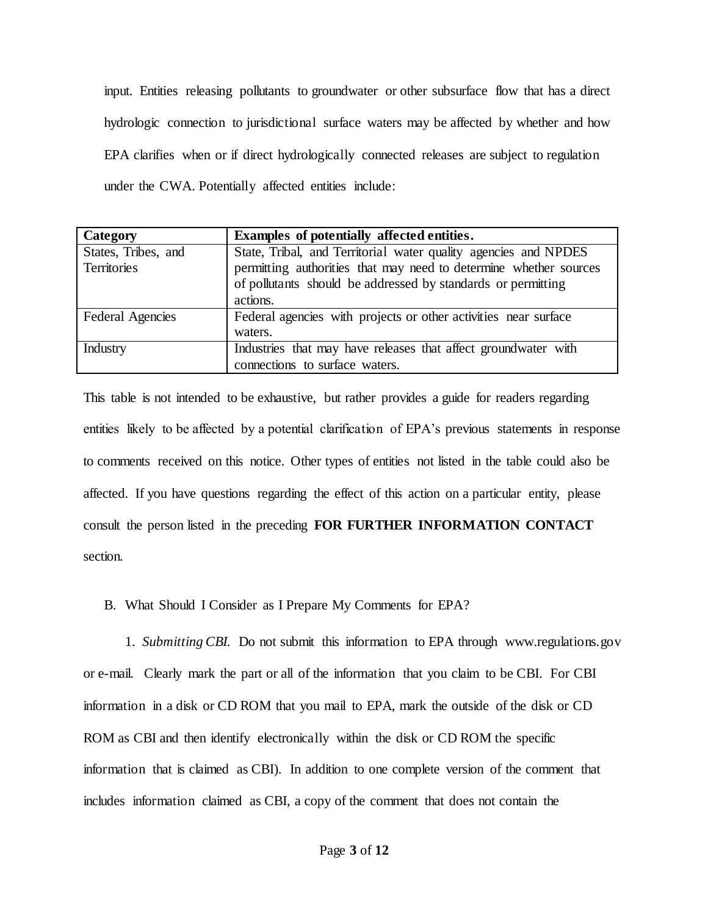input. Entities releasing pollutants to groundwater or other subsurface flow that has a direct hydrologic connection to jurisdictional surface waters may be affected by whether and how EPA clarifies when or if direct hydrologically connected releases are subject to regulation under the CWA. Potentially affected entities include:

| **Category** | **Examples of potentially affected entities.** |
|---|---|
| States, Tribes, and Territories | State, Tribal, and Territorial water quality agencies and NPDES permitting authorities that may need to determine whether sources of pollutants should be addressed by standards or permitting actions. |
| Federal Agencies | Federal agencies with projects or other activities near surface waters. |
| Industry | Industries that may have releases that affect groundwater with connections to surface waters. |

This table is not intended to be exhaustive, but rather provides a guide for readers regarding entities likely to be affected by a potential clarification of EPA's previous statements in response to comments received on this notice. Other types of entities not listed in the table could also be affected. If you have questions regarding the effect of this action on a particular entity, please consult the person listed in the preceding **FOR FURTHER INFORMATION CONTACT** section.

B. What Should I Consider as I Prepare My Comments for EPA?

1. *Submitting CBI.* Do not submit this information to EPA through www.regulations.gov or e-mail. Clearly mark the part or all of the information that you claim to be CBI. For CBI information in a disk or CD ROM that you mail to EPA, mark the outside of the disk or CD ROM as CBI and then identify electronically within the disk or CD ROM the specific information that is claimed as CBI). In addition to one complete version of the comment that includes information claimed as CBI, a copy of the comment that does not contain the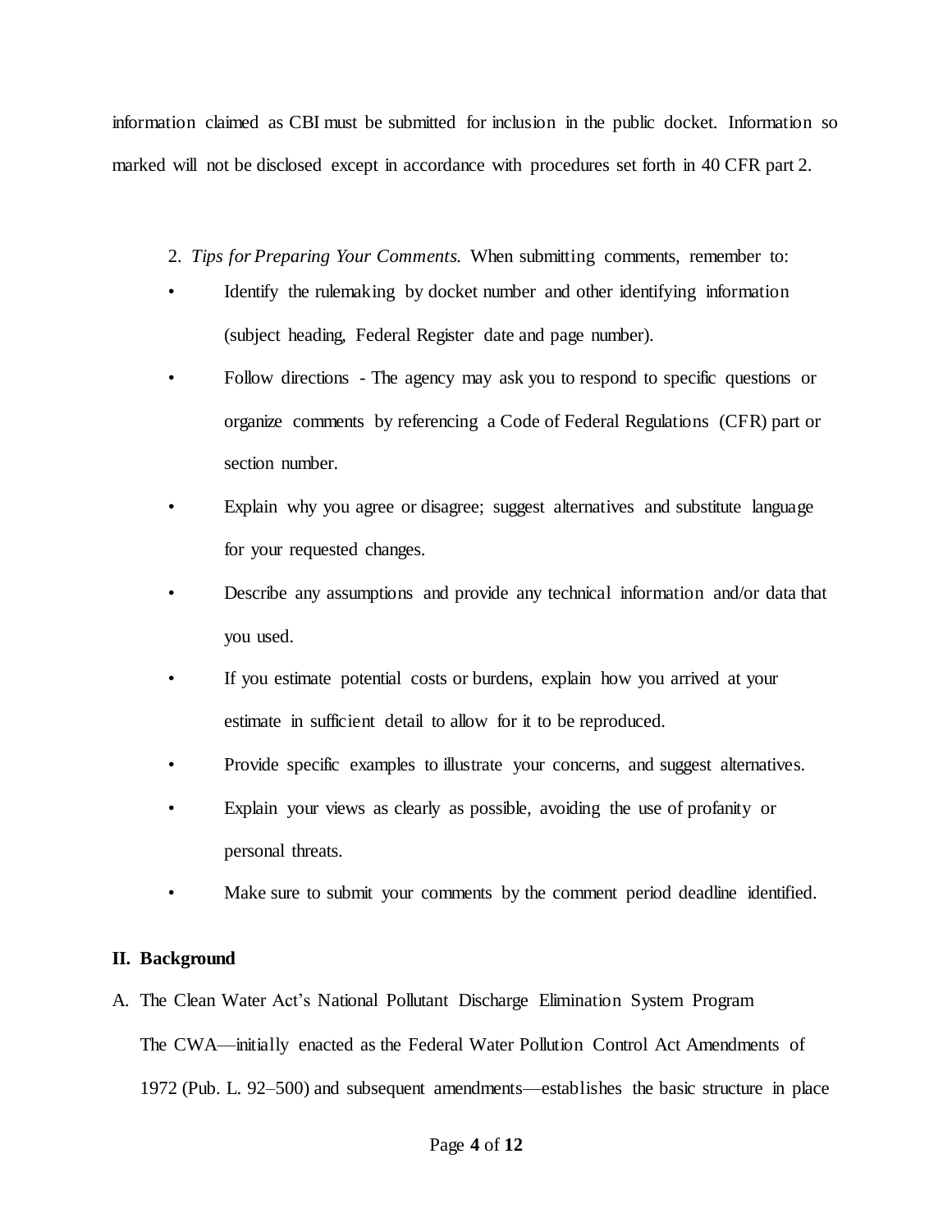information claimed as CBI must be submitted for inclusion in the public docket. Information so marked will not be disclosed except in accordance with procedures set forth in 40 CFR part 2.

2. *Tips for Preparing Your Comments.* When submitting comments, remember to:

- Identify the rulemaking by docket number and other identifying information (subject heading, Federal Register date and page number).
- Follow directions - The agency may ask you to respond to specific questions or organize comments by referencing a Code of Federal Regulations (CFR) part or section number.
- Explain why you agree or disagree; suggest alternatives and substitute language for your requested changes.
- Describe any assumptions and provide any technical information and/or data that you used.
- If you estimate potential costs or burdens, explain how you arrived at your estimate in sufficient detail to allow for it to be reproduced.
- Provide specific examples to illustrate your concerns, and suggest alternatives.
- Explain your views as clearly as possible, avoiding the use of profanity or personal threats.
- Make sure to submit your comments by the comment period deadline identified.

## II. Background

A. The Clean Water Act's National Pollutant Discharge Elimination System Program

The CWA—initially enacted as the Federal Water Pollution Control Act Amendments of 1972 (Pub. L. 92–500) and subsequent amendments—establishes the basic structure in place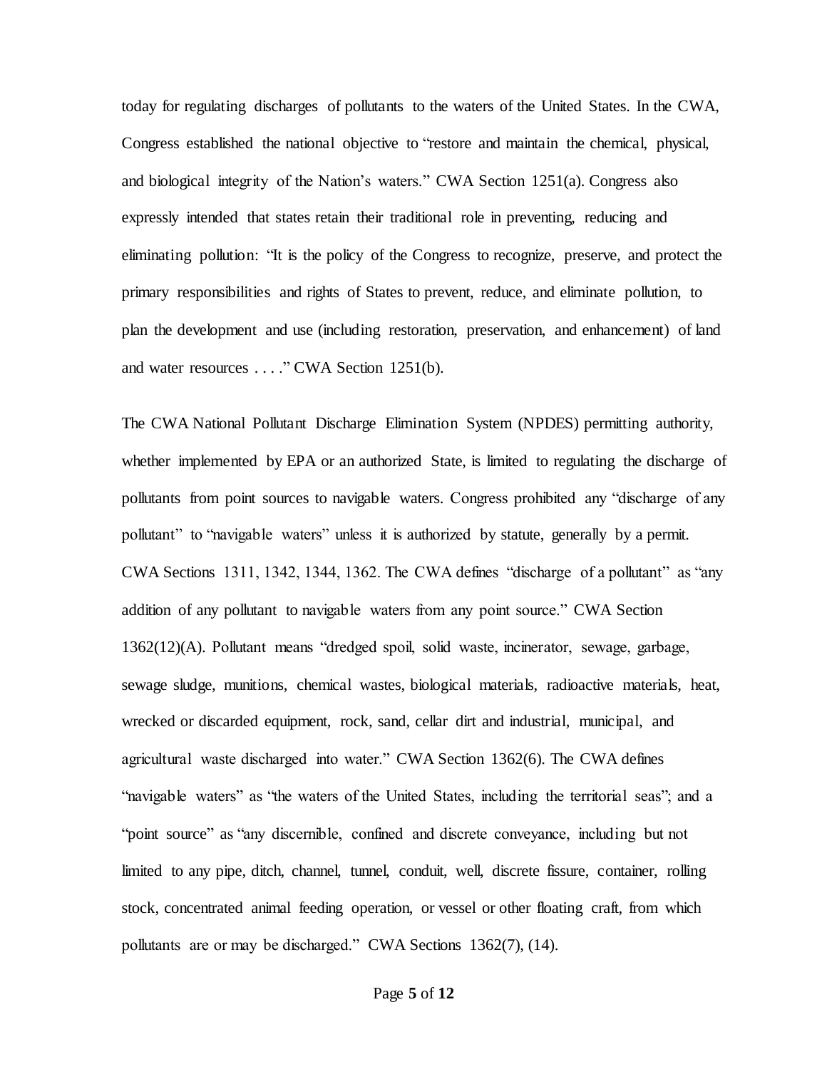today for regulating discharges of pollutants to the waters of the United States. In the CWA, Congress established the national objective to "restore and maintain the chemical, physical, and biological integrity of the Nation's waters." CWA Section 1251(a). Congress also expressly intended that states retain their traditional role in preventing, reducing and eliminating pollution: "It is the policy of the Congress to recognize, preserve, and protect the primary responsibilities and rights of States to prevent, reduce, and eliminate pollution, to plan the development and use (including restoration, preservation, and enhancement) of land and water resources . . . ." CWA Section 1251(b).

The CWA National Pollutant Discharge Elimination System (NPDES) permitting authority, whether implemented by EPA or an authorized State, is limited to regulating the discharge of pollutants from point sources to navigable waters. Congress prohibited any "discharge of any pollutant" to "navigable waters" unless it is authorized by statute, generally by a permit. CWA Sections 1311, 1342, 1344, 1362. The CWA defines "discharge of a pollutant" as "any addition of any pollutant to navigable waters from any point source." CWA Section 1362(12)(A). Pollutant means "dredged spoil, solid waste, incinerator, sewage, garbage, sewage sludge, munitions, chemical wastes, biological materials, radioactive materials, heat, wrecked or discarded equipment, rock, sand, cellar dirt and industrial, municipal, and agricultural waste discharged into water." CWA Section 1362(6). The CWA defines "navigable waters" as "the waters of the United States, including the territorial seas"; and a "point source" as "any discernible, confined and discrete conveyance, including but not limited to any pipe, ditch, channel, tunnel, conduit, well, discrete fissure, container, rolling stock, concentrated animal feeding operation, or vessel or other floating craft, from which pollutants are or may be discharged." CWA Sections 1362(7), (14).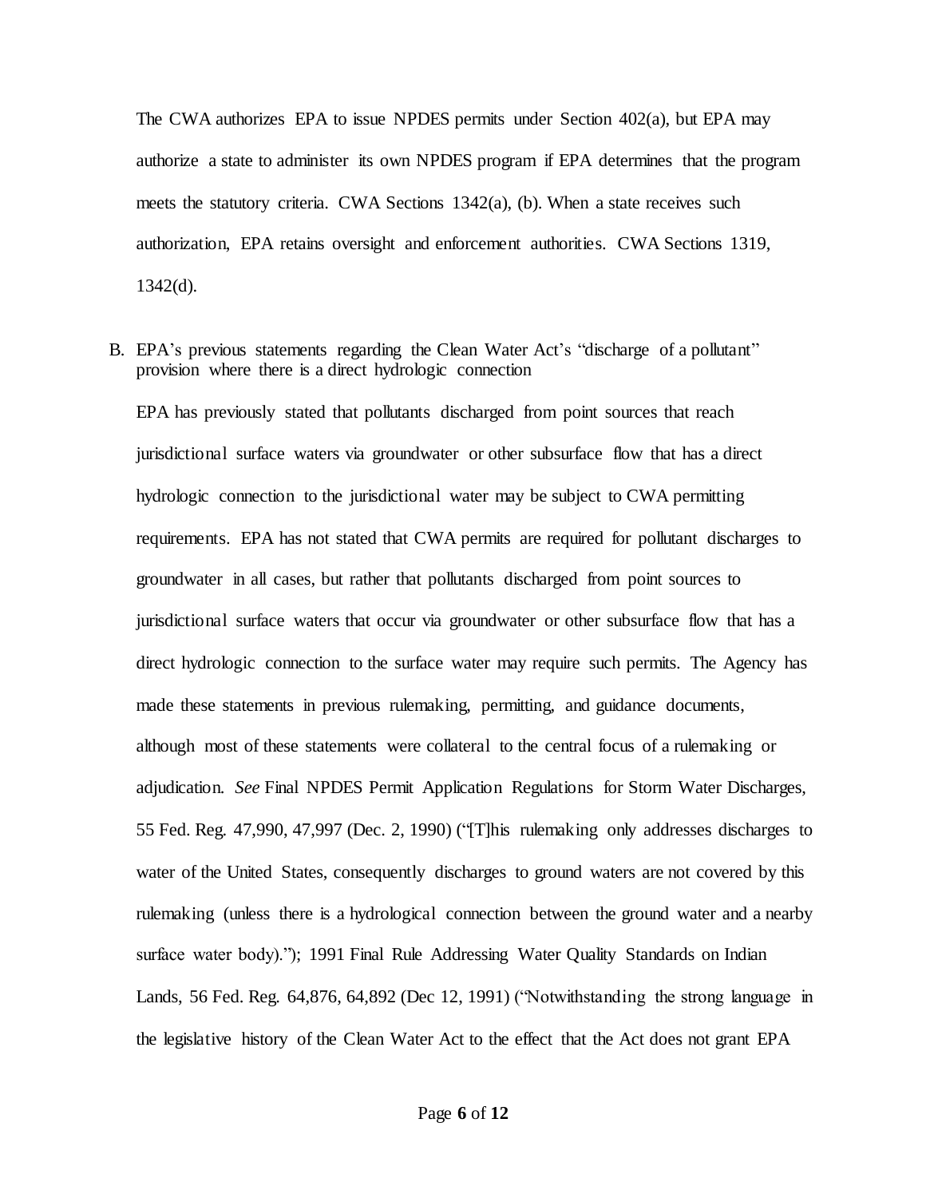The CWA authorizes EPA to issue NPDES permits under Section 402(a), but EPA may authorize a state to administer its own NPDES program if EPA determines that the program meets the statutory criteria. CWA Sections 1342(a), (b). When a state receives such authorization, EPA retains oversight and enforcement authorities. CWA Sections 1319, 1342(d).

B. EPA's previous statements regarding the Clean Water Act's "discharge of a pollutant" provision where there is a direct hydrologic connection

EPA has previously stated that pollutants discharged from point sources that reach jurisdictional surface waters via groundwater or other subsurface flow that has a direct hydrologic connection to the jurisdictional water may be subject to CWA permitting requirements. EPA has not stated that CWA permits are required for pollutant discharges to groundwater in all cases, but rather that pollutants discharged from point sources to jurisdictional surface waters that occur via groundwater or other subsurface flow that has a direct hydrologic connection to the surface water may require such permits. The Agency has made these statements in previous rulemaking, permitting, and guidance documents, although most of these statements were collateral to the central focus of a rulemaking or adjudication. *See* Final NPDES Permit Application Regulations for Storm Water Discharges, 55 Fed. Reg. 47,990, 47,997 (Dec. 2, 1990) ("[T]his rulemaking only addresses discharges to water of the United States, consequently discharges to ground waters are not covered by this rulemaking (unless there is a hydrological connection between the ground water and a nearby surface water body)."); 1991 Final Rule Addressing Water Quality Standards on Indian Lands, 56 Fed. Reg. 64,876, 64,892 (Dec 12, 1991) ("Notwithstanding the strong language in the legislative history of the Clean Water Act to the effect that the Act does not grant EPA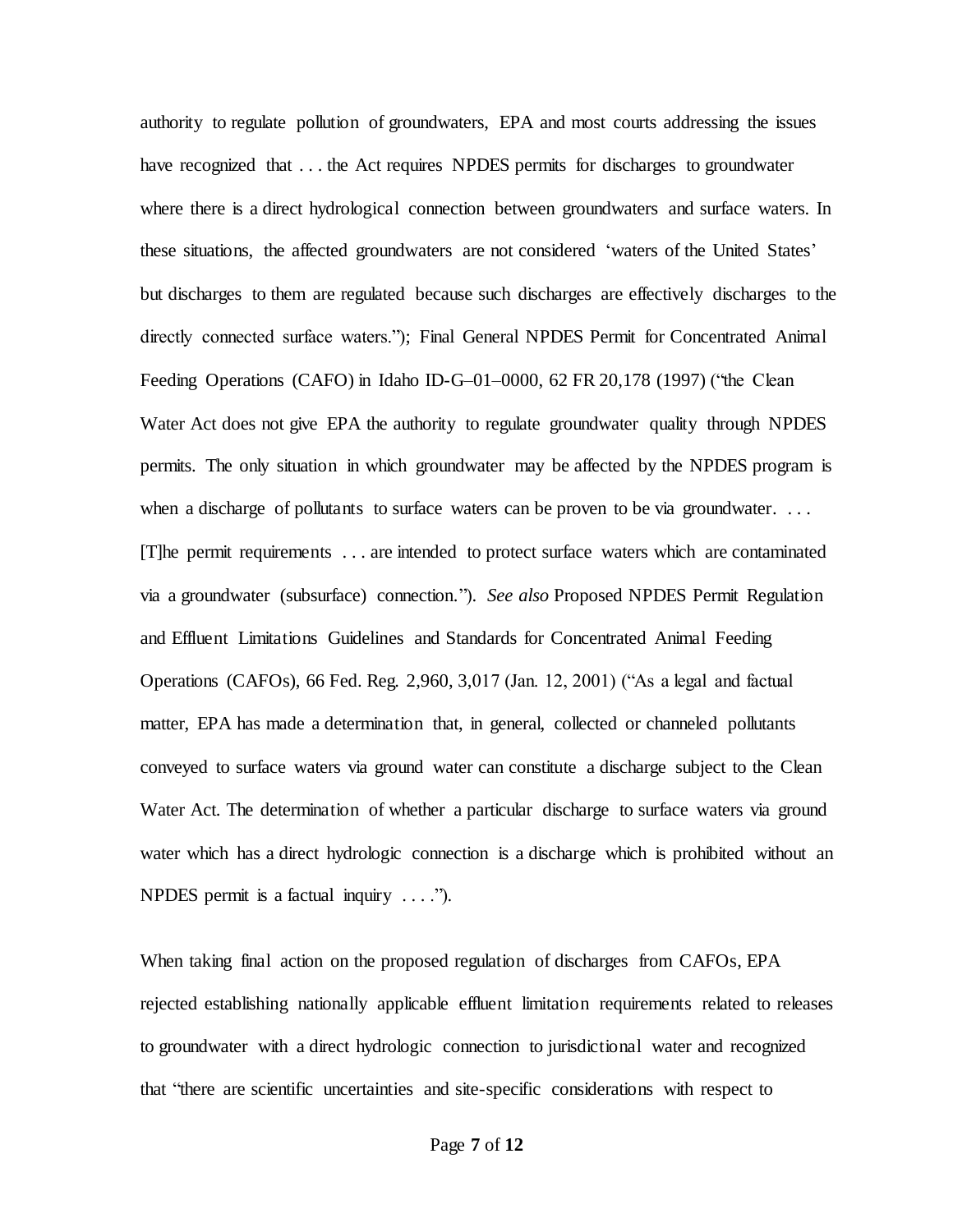authority to regulate pollution of groundwaters, EPA and most courts addressing the issues have recognized that . . . the Act requires NPDES permits for discharges to groundwater where there is a direct hydrological connection between groundwaters and surface waters. In these situations, the affected groundwaters are not considered 'waters of the United States' but discharges to them are regulated because such discharges are effectively discharges to the directly connected surface waters."); Final General NPDES Permit for Concentrated Animal Feeding Operations (CAFO) in Idaho ID-G–01–0000, 62 FR 20,178 (1997) ("the Clean Water Act does not give EPA the authority to regulate groundwater quality through NPDES permits. The only situation in which groundwater may be affected by the NPDES program is when a discharge of pollutants to surface waters can be proven to be via groundwater. . . . [T]he permit requirements . . . are intended to protect surface waters which are contaminated via a groundwater (subsurface) connection."). *See also* Proposed NPDES Permit Regulation and Effluent Limitations Guidelines and Standards for Concentrated Animal Feeding Operations (CAFOs), 66 Fed. Reg. 2,960, 3,017 (Jan. 12, 2001) ("As a legal and factual matter, EPA has made a determination that, in general, collected or channeled pollutants conveyed to surface waters via ground water can constitute a discharge subject to the Clean Water Act. The determination of whether a particular discharge to surface waters via ground water which has a direct hydrologic connection is a discharge which is prohibited without an NPDES permit is a factual inquiry . . . .").

When taking final action on the proposed regulation of discharges from CAFOs, EPA rejected establishing nationally applicable effluent limitation requirements related to releases to groundwater with a direct hydrologic connection to jurisdictional water and recognized that "there are scientific uncertainties and site-specific considerations with respect to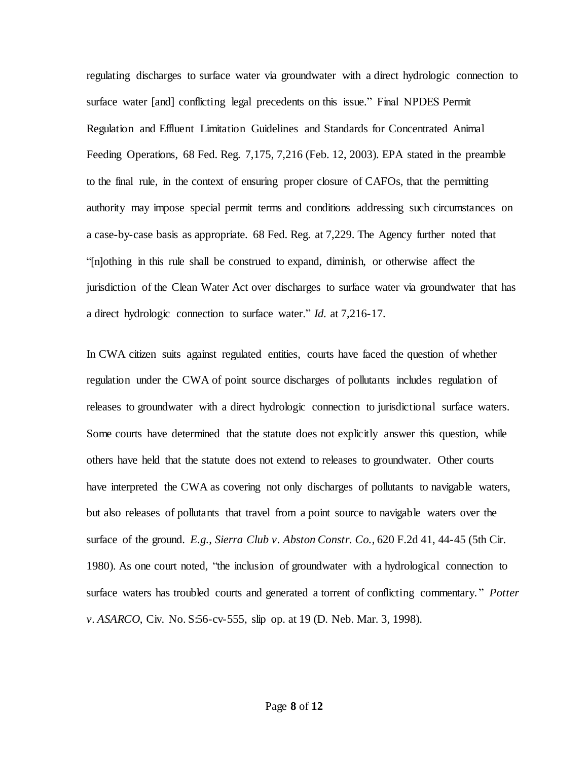regulating discharges to surface water via groundwater with a direct hydrologic connection to surface water [and] conflicting legal precedents on this issue." Final NPDES Permit Regulation and Effluent Limitation Guidelines and Standards for Concentrated Animal Feeding Operations, 68 Fed. Reg. 7,175, 7,216 (Feb. 12, 2003). EPA stated in the preamble to the final rule, in the context of ensuring proper closure of CAFOs, that the permitting authority may impose special permit terms and conditions addressing such circumstances on a case-by-case basis as appropriate. 68 Fed. Reg. at 7,229. The Agency further noted that "[n]othing in this rule shall be construed to expand, diminish, or otherwise affect the jurisdiction of the Clean Water Act over discharges to surface water via groundwater that has a direct hydrologic connection to surface water." *Id.* at 7,216-17.

In CWA citizen suits against regulated entities, courts have faced the question of whether regulation under the CWA of point source discharges of pollutants includes regulation of releases to groundwater with a direct hydrologic connection to jurisdictional surface waters. Some courts have determined that the statute does not explicitly answer this question, while others have held that the statute does not extend to releases to groundwater. Other courts have interpreted the CWA as covering not only discharges of pollutants to navigable waters, but also releases of pollutants that travel from a point source to navigable waters over the surface of the ground. *E.g.*, *Sierra Club v. Abston Constr. Co.*, 620 F.2d 41, 44-45 (5th Cir. 1980). As one court noted, "the inclusion of groundwater with a hydrological connection to surface waters has troubled courts and generated a torrent of conflicting commentary." *Potter v. ASARCO*, Civ. No. S:56-cv-555, slip op. at 19 (D. Neb. Mar. 3, 1998).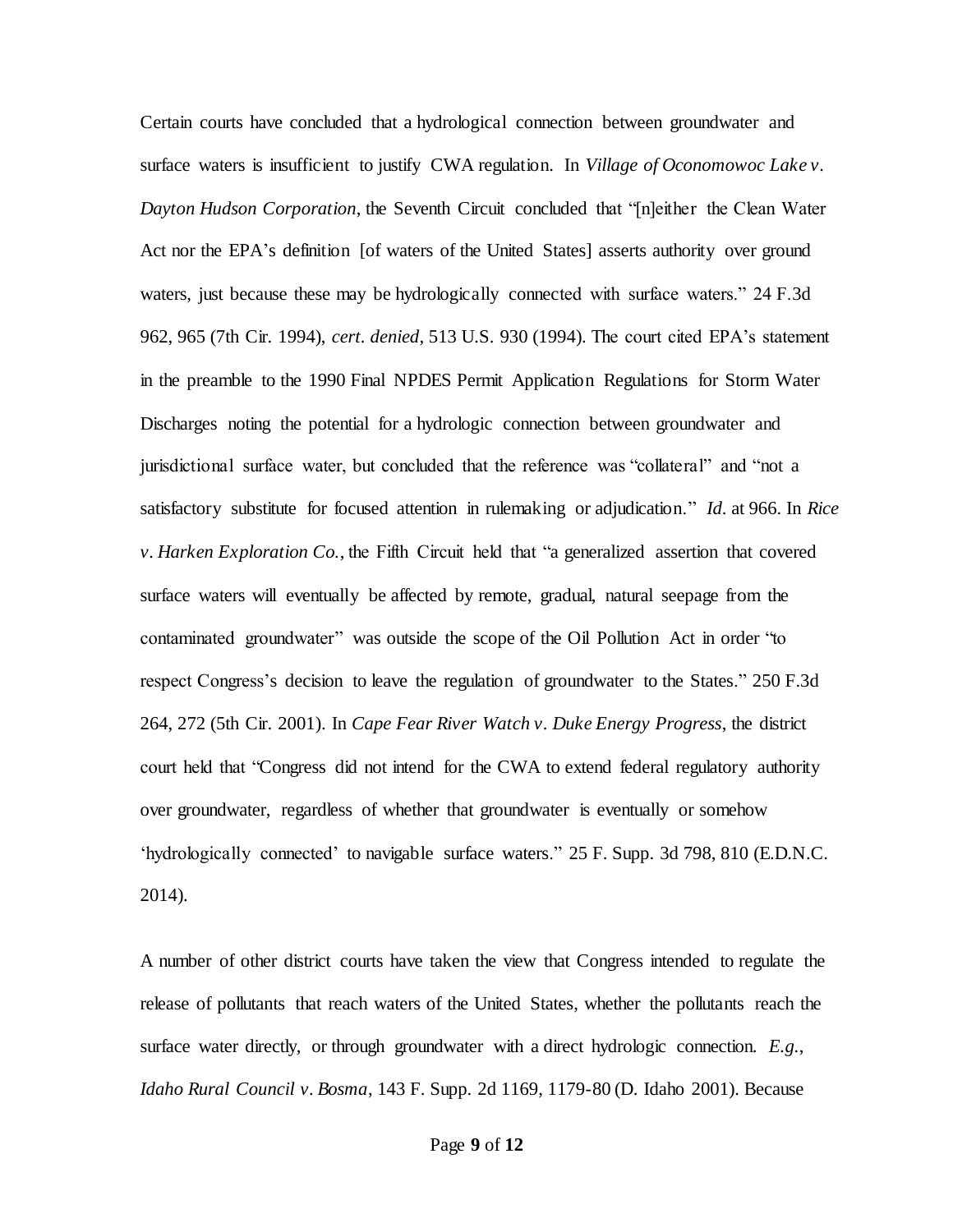Certain courts have concluded that a hydrological connection between groundwater and surface waters is insufficient to justify CWA regulation. In *Village of Oconomowoc Lake v. Dayton Hudson Corporation*, the Seventh Circuit concluded that "[n]either the Clean Water Act nor the EPA's definition [of waters of the United States] asserts authority over ground waters, just because these may be hydrologically connected with surface waters." 24 F.3d 962, 965 (7th Cir. 1994), *cert. denied*, 513 U.S. 930 (1994). The court cited EPA's statement in the preamble to the 1990 Final NPDES Permit Application Regulations for Storm Water Discharges noting the potential for a hydrologic connection between groundwater and jurisdictional surface water, but concluded that the reference was "collateral" and "not a satisfactory substitute for focused attention in rulemaking or adjudication." *Id.* at 966. In *Rice v. Harken Exploration Co.*, the Fifth Circuit held that "a generalized assertion that covered surface waters will eventually be affected by remote, gradual, natural seepage from the contaminated groundwater" was outside the scope of the Oil Pollution Act in order "to respect Congress's decision to leave the regulation of groundwater to the States." 250 F.3d 264, 272 (5th Cir. 2001). In *Cape Fear River Watch v. Duke Energy Progress*, the district court held that "Congress did not intend for the CWA to extend federal regulatory authority over groundwater, regardless of whether that groundwater is eventually or somehow 'hydrologically connected' to navigable surface waters." 25 F. Supp. 3d 798, 810 (E.D.N.C. 2014).

A number of other district courts have taken the view that Congress intended to regulate the release of pollutants that reach waters of the United States, whether the pollutants reach the surface water directly, or through groundwater with a direct hydrologic connection. *E.g.*, *Idaho Rural Council v. Bosma*, 143 F. Supp. 2d 1169, 1179-80 (D. Idaho 2001). Because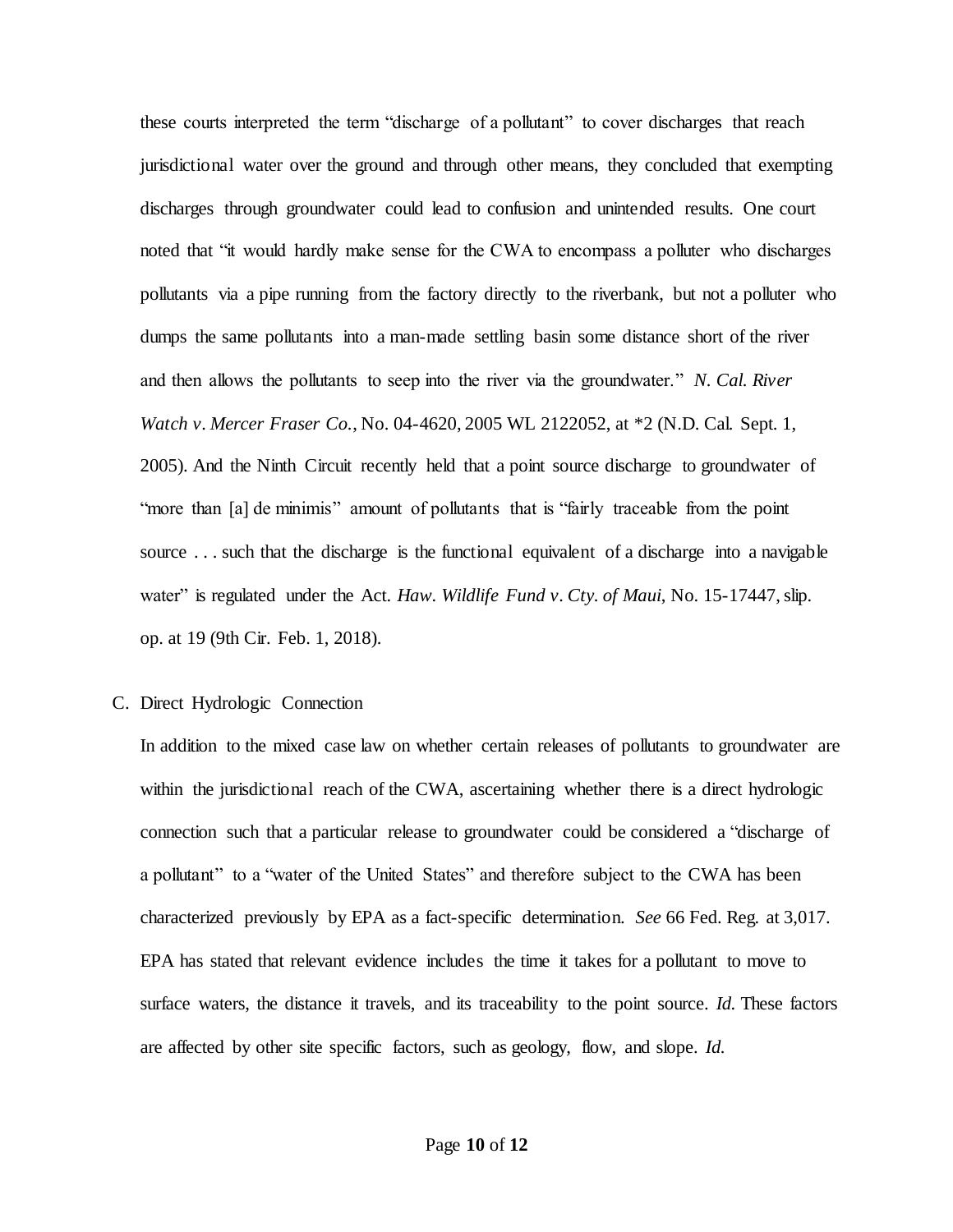these courts interpreted the term "discharge of a pollutant" to cover discharges that reach jurisdictional water over the ground and through other means, they concluded that exempting discharges through groundwater could lead to confusion and unintended results. One court noted that "it would hardly make sense for the CWA to encompass a polluter who discharges pollutants via a pipe running from the factory directly to the riverbank, but not a polluter who dumps the same pollutants into a man-made settling basin some distance short of the river and then allows the pollutants to seep into the river via the groundwater." *N. Cal. River Watch v. Mercer Fraser Co.*, No. 04-4620, 2005 WL 2122052, at *2 (N.D. Cal. Sept. 1, 2005). And the Ninth Circuit recently held that a point source discharge to groundwater of "more than [a] de minimis" amount of pollutants that is "fairly traceable from the point source . . . such that the discharge is the functional equivalent of a discharge into a navigable water" is regulated under the Act. *Haw. Wildlife Fund v. Cty. of Maui*, No. 15-17447, slip. op. at 19 (9th Cir. Feb. 1, 2018).

C. Direct Hydrologic Connection

In addition to the mixed case law on whether certain releases of pollutants to groundwater are within the jurisdictional reach of the CWA, ascertaining whether there is a direct hydrologic connection such that a particular release to groundwater could be considered a "discharge of a pollutant" to a "water of the United States" and therefore subject to the CWA has been characterized previously by EPA as a fact-specific determination. *See* 66 Fed. Reg. at 3,017. EPA has stated that relevant evidence includes the time it takes for a pollutant to move to surface waters, the distance it travels, and its traceability to the point source. *Id.* These factors are affected by other site specific factors, such as geology, flow, and slope. *Id.*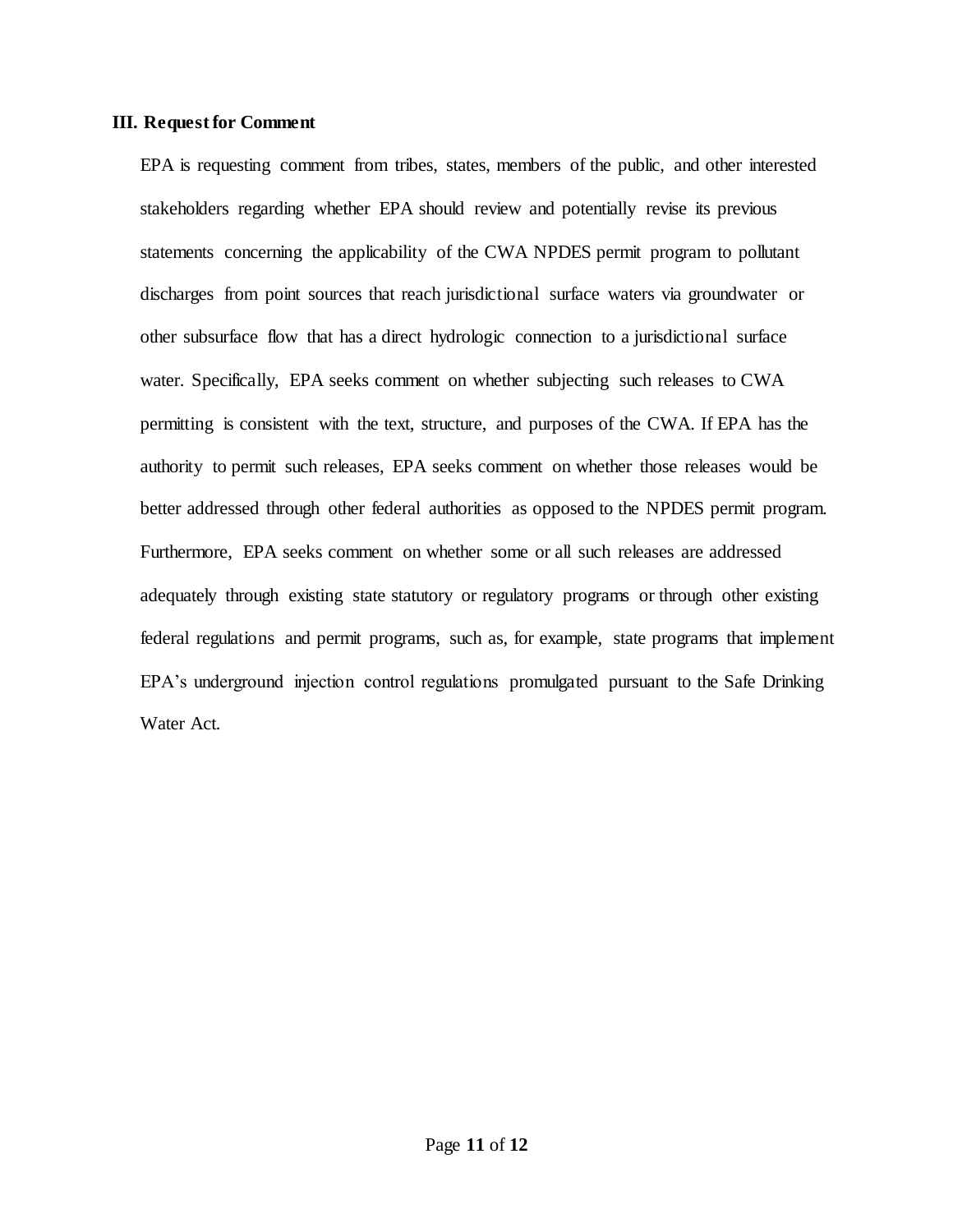### III. Request for Comment

EPA is requesting comment from tribes, states, members of the public, and other interested stakeholders regarding whether EPA should review and potentially revise its previous statements concerning the applicability of the CWA NPDES permit program to pollutant discharges from point sources that reach jurisdictional surface waters via groundwater or other subsurface flow that has a direct hydrologic connection to a jurisdictional surface water. Specifically, EPA seeks comment on whether subjecting such releases to CWA permitting is consistent with the text, structure, and purposes of the CWA. If EPA has the authority to permit such releases, EPA seeks comment on whether those releases would be better addressed through other federal authorities as opposed to the NPDES permit program. Furthermore, EPA seeks comment on whether some or all such releases are addressed adequately through existing state statutory or regulatory programs or through other existing federal regulations and permit programs, such as, for example, state programs that implement EPA's underground injection control regulations promulgated pursuant to the Safe Drinking Water Act.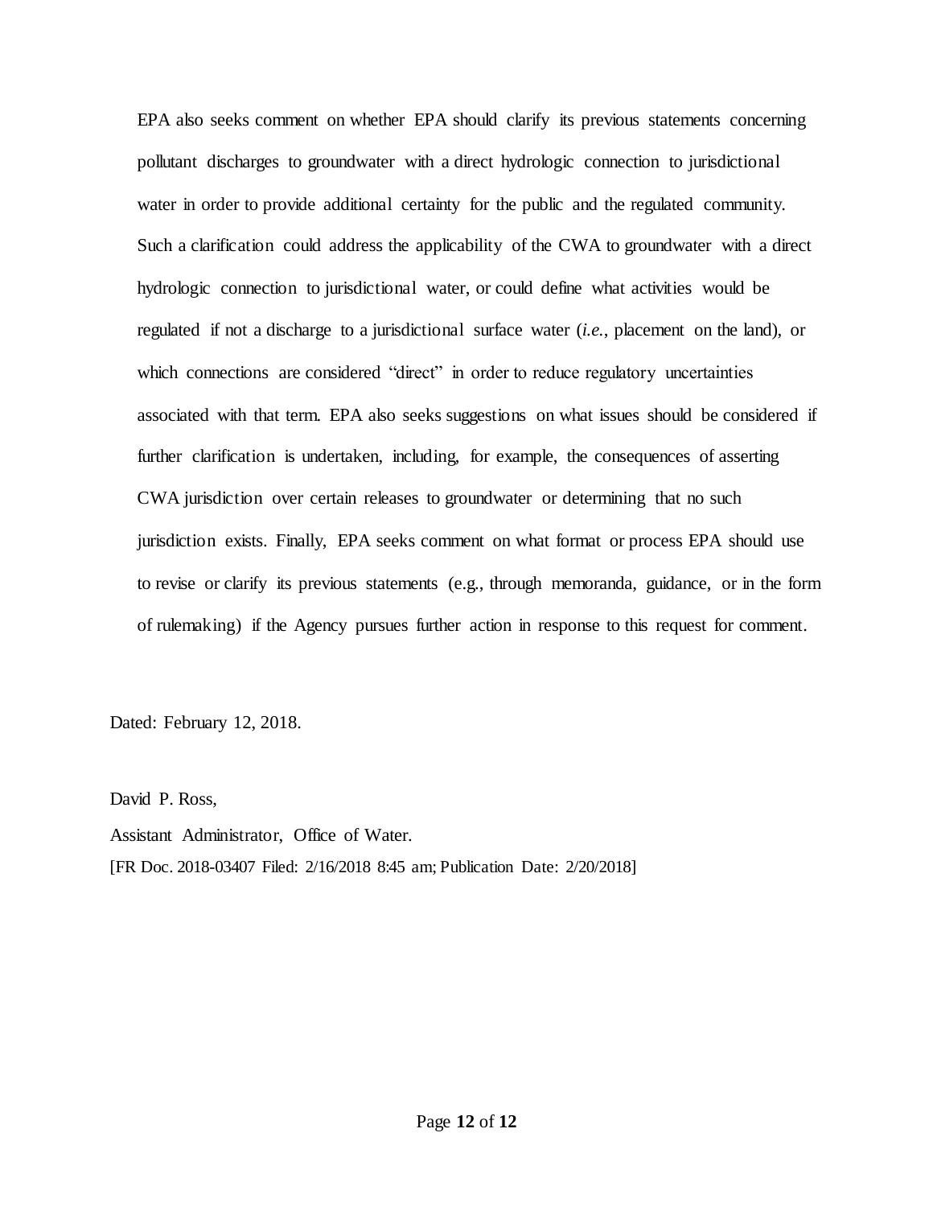EPA also seeks comment on whether EPA should clarify its previous statements concerning pollutant discharges to groundwater with a direct hydrologic connection to jurisdictional water in order to provide additional certainty for the public and the regulated community. Such a clarification could address the applicability of the CWA to groundwater with a direct hydrologic connection to jurisdictional water, or could define what activities would be regulated if not a discharge to a jurisdictional surface water (*i.e.*, placement on the land), or which connections are considered "direct" in order to reduce regulatory uncertainties associated with that term. EPA also seeks suggestions on what issues should be considered if further clarification is undertaken, including, for example, the consequences of asserting CWA jurisdiction over certain releases to groundwater or determining that no such jurisdiction exists. Finally, EPA seeks comment on what format or process EPA should use to revise or clarify its previous statements (e.g., through memoranda, guidance, or in the form of rulemaking) if the Agency pursues further action in response to this request for comment.

Dated: February 12, 2018.

David P. Ross,

Assistant Administrator, Office of Water.

[FR Doc. 2018-03407 Filed: 2/16/2018 8:45 am; Publication Date: 2/20/2018]